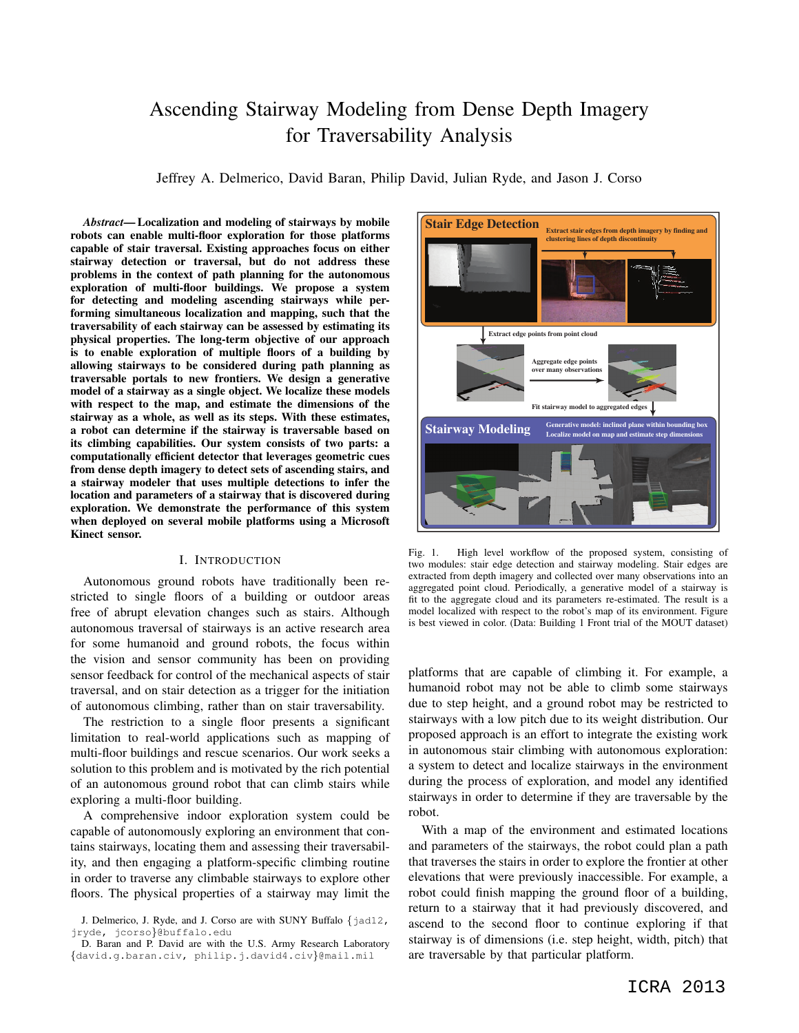# Ascending Stairway Modeling from Dense Depth Imagery for Traversability Analysis

Jeffrey A. Delmerico, David Baran, Philip David, Julian Ryde, and Jason J. Corso

***Abstract*— Localization and modeling of stairways by mobile robots can enable multi-floor exploration for those platforms capable of stair traversal. Existing approaches focus on either stairway detection or traversal, but do not address these problems in the context of path planning for the autonomous exploration of multi-floor buildings. We propose a system for detecting and modeling ascending stairways while performing simultaneous localization and mapping, such that the traversability of each stairway can be assessed by estimating its physical properties. The long-term objective of our approach is to enable exploration of multiple floors of a building by allowing stairways to be considered during path planning as traversable portals to new frontiers. We design a generative model of a stairway as a single object. We localize these models with respect to the map, and estimate the dimensions of the stairway as a whole, as well as its steps. With these estimates, a robot can determine if the stairway is traversable based on its climbing capabilities. Our system consists of two parts: a computationally efficient detector that leverages geometric cues from dense depth imagery to detect sets of ascending stairs, and a stairway modeler that uses multiple detections to infer the location and parameters of a stairway that is discovered during exploration. We demonstrate the performance of this system when deployed on several mobile platforms using a Microsoft Kinect sensor.**

## I. Introduction

Autonomous ground robots have traditionally been restricted to single floors of a building or outdoor areas free of abrupt elevation changes such as stairs. Although autonomous traversal of stairways is an active research area for some humanoid and ground robots, the focus within the vision and sensor community has been on providing sensor feedback for control of the mechanical aspects of stair traversal, and on stair detection as a trigger for the initiation of autonomous climbing, rather than on stair traversability.

The restriction to a single floor presents a significant limitation to real-world applications such as mapping of multi-floor buildings and rescue scenarios. Our work seeks a solution to this problem and is motivated by the rich potential of an autonomous ground robot that can climb stairs while exploring a multi-floor building.

A comprehensive indoor exploration system could be capable of autonomously exploring an environment that contains stairways, locating them and assessing their traversability, and then engaging a platform-specific climbing routine in order to traverse any climbable stairways to explore other floors. The physical properties of a stairway may limit the platforms that are capable of climbing it. For example, a humanoid robot may not be able to climb some stairways due to step height, and a ground robot may be restricted to stairways with a low pitch due to its weight distribution. Our proposed approach is an effort to integrate the existing work in autonomous stair climbing with autonomous exploration: a system to detect and localize stairways in the environment during the process of exploration, and model any identified stairways in order to determine if they are traversable by the robot.

With a map of the environment and estimated locations and parameters of the stairways, the robot could plan a path that traverses the stairs in order to explore the frontier at other elevations that were previously inaccessible. For example, a robot could finish mapping the ground floor of a building, return to a stairway that it had previously discovered, and ascend to the second floor to continue exploring if that stairway is of dimensions (i.e. step height, width, pitch) that are traversable by that particular platform.

Stair Edge Detection

Extract stair edges from depth imagery by finding and clustering lines of depth discontinuity

Extract edge points from point cloud

Aggregate edge points over many observations

Fit stairway model to aggregated edges

Stairway Modeling

Generative model: inclined plane within bounding box

Localize model on map and estimate step dimensions

Fig. 1. High level workflow of the proposed system, consisting of two modules: stair edge detection and stairway modeling. Stair edges are extracted from depth imagery and collected over many observations into an aggregated point cloud. Periodically, a generative model of a stairway is fit to the aggregate cloud and its parameters re-estimated. The result is a model localized with respect to the robot's map of its environment. Figure is best viewed in color. (Data: Building 1 Front trial of the MOUT dataset)

J. Delmerico, J. Ryde, and J. Corso are with SUNY Buffalo {jad12, jryde, jcorso}@buffalo.edu

D. Baran and P. David are with the U.S. Army Research Laboratory {david.g.baran.civ, philip.j.david4.civ}@mail.mil

ICRA 2013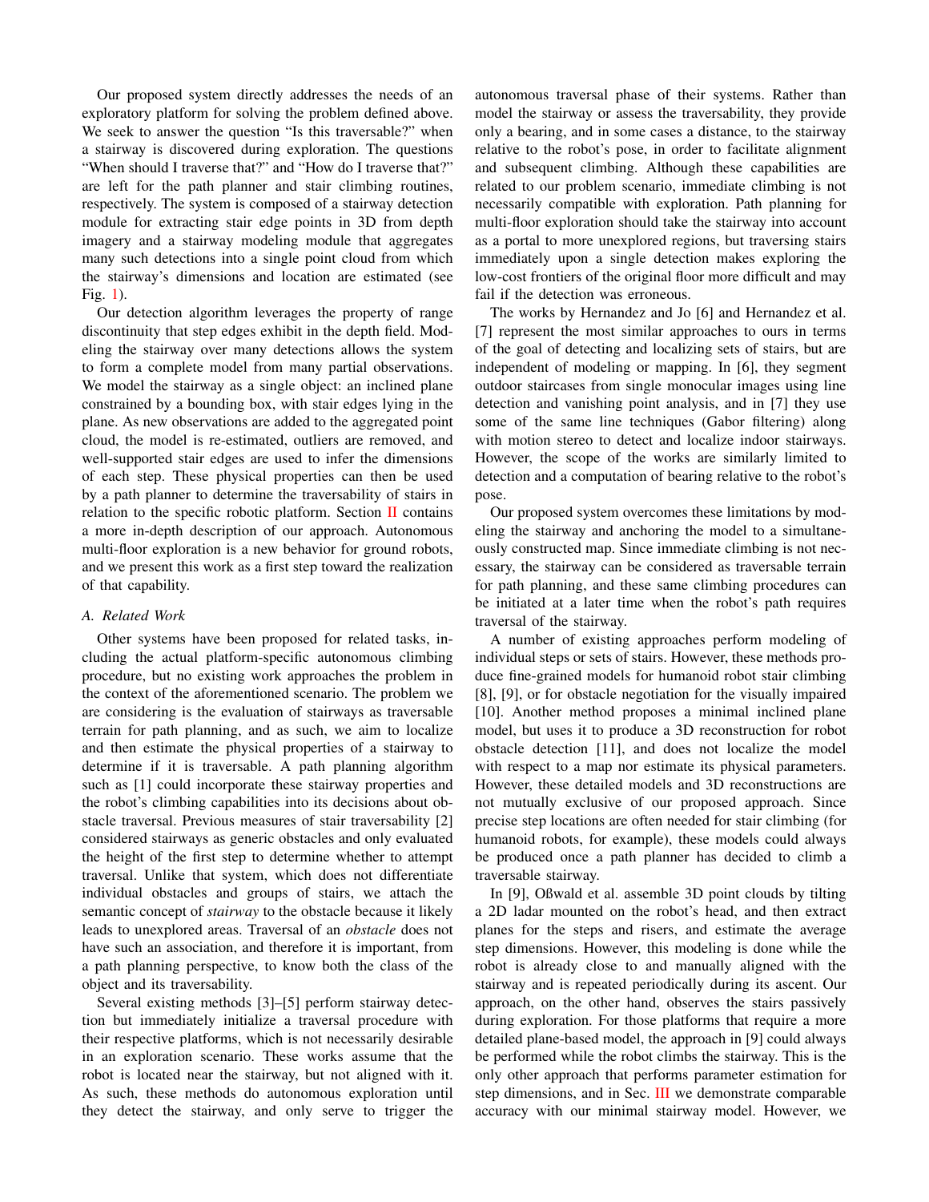Our proposed system directly addresses the needs of an exploratory platform for solving the problem defined above. We seek to answer the question "Is this traversable?" when a stairway is discovered during exploration. The questions "When should I traverse that?" and "How do I traverse that?" are left for the path planner and stair climbing routines, respectively. The system is composed of a stairway detection module for extracting stair edge points in 3D from depth imagery and a stairway modeling module that aggregates many such detections into a single point cloud from which the stairway's dimensions and location are estimated (see Fig. 1).

Our detection algorithm leverages the property of range discontinuity that step edges exhibit in the depth field. Modeling the stairway over many detections allows the system to form a complete model from many partial observations. We model the stairway as a single object: an inclined plane constrained by a bounding box, with stair edges lying in the plane. As new observations are added to the aggregated point cloud, the model is re-estimated, outliers are removed, and well-supported stair edges are used to infer the dimensions of each step. These physical properties can then be used by a path planner to determine the traversability of stairs in relation to the specific robotic platform. Section II contains a more in-depth description of our approach. Autonomous multi-floor exploration is a new behavior for ground robots, and we present this work as a first step toward the realization of that capability.

### A. Related Work

Other systems have been proposed for related tasks, including the actual platform-specific autonomous climbing procedure, but no existing work approaches the problem in the context of the aforementioned scenario. The problem we are considering is the evaluation of stairways as traversable terrain for path planning, and as such, we aim to localize and then estimate the physical properties of a stairway to determine if it is traversable. A path planning algorithm such as [1] could incorporate these stairway properties and the robot's climbing capabilities into its decisions about obstacle traversal. Previous measures of stair traversability [2] considered stairways as generic obstacles and only evaluated the height of the first step to determine whether to attempt traversal. Unlike that system, which does not differentiate individual obstacles and groups of stairs, we attach the semantic concept of *stairway* to the obstacle because it likely leads to unexplored areas. Traversal of an *obstacle* does not have such an association, and therefore it is important, from a path planning perspective, to know both the class of the object and its traversability.

Several existing methods [3]–[5] perform stairway detection but immediately initialize a traversal procedure with their respective platforms, which is not necessarily desirable in an exploration scenario. These works assume that the robot is located near the stairway, but not aligned with it. As such, these methods do autonomous exploration until they detect the stairway, and only serve to trigger the autonomous traversal phase of their systems. Rather than model the stairway or assess the traversability, they provide only a bearing, and in some cases a distance, to the stairway relative to the robot's pose, in order to facilitate alignment and subsequent climbing. Although these capabilities are related to our problem scenario, immediate climbing is not necessarily compatible with exploration. Path planning for multi-floor exploration should take the stairway into account as a portal to more unexplored regions, but traversing stairs immediately upon a single detection makes exploring the low-cost frontiers of the original floor more difficult and may fail if the detection was erroneous.

The works by Hernandez and Jo [6] and Hernandez et al. [7] represent the most similar approaches to ours in terms of the goal of detecting and localizing sets of stairs, but are independent of modeling or mapping. In [6], they segment outdoor staircases from single monocular images using line detection and vanishing point analysis, and in [7] they use some of the same line techniques (Gabor filtering) along with motion stereo to detect and localize indoor stairways. However, the scope of the works are similarly limited to detection and a computation of bearing relative to the robot's pose.

Our proposed system overcomes these limitations by modeling the stairway and anchoring the model to a simultaneously constructed map. Since immediate climbing is not necessary, the stairway can be considered as traversable terrain for path planning, and these same climbing procedures can be initiated at a later time when the robot's path requires traversal of the stairway.

A number of existing approaches perform modeling of individual steps or sets of stairs. However, these methods produce fine-grained models for humanoid robot stair climbing [8], [9], or for obstacle negotiation for the visually impaired [10]. Another method proposes a minimal inclined plane model, but uses it to produce a 3D reconstruction for robot obstacle detection [11], and does not localize the model with respect to a map nor estimate its physical parameters. However, these detailed models and 3D reconstructions are not mutually exclusive of our proposed approach. Since precise step locations are often needed for stair climbing (for humanoid robots, for example), these models could always be produced once a path planner has decided to climb a traversable stairway.

In [9], Oßwald et al. assemble 3D point clouds by tilting a 2D ladar mounted on the robot's head, and then extract planes for the steps and risers, and estimate the average step dimensions. However, this modeling is done while the robot is already close to and manually aligned with the stairway and is repeated periodically during its ascent. Our approach, on the other hand, observes the stairs passively during exploration. For those platforms that require a more detailed plane-based model, the approach in [9] could always be performed while the robot climbs the stairway. This is the only other approach that performs parameter estimation for step dimensions, and in Sec. III we demonstrate comparable accuracy with our minimal stairway model. However, we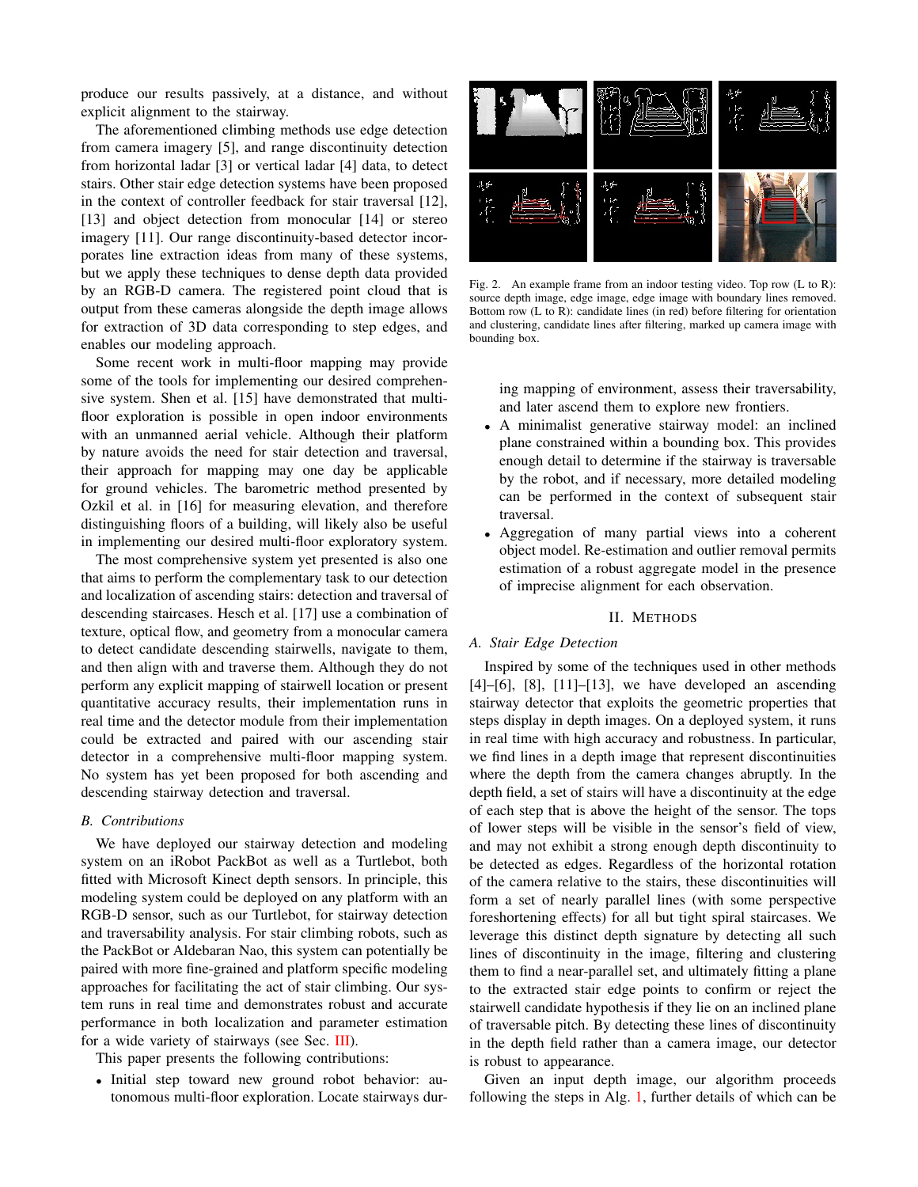produce our results passively, at a distance, and without explicit alignment to the stairway.

The aforementioned climbing methods use edge detection from camera imagery [5], and range discontinuity detection from horizontal ladar [3] or vertical ladar [4] data, to detect stairs. Other stair edge detection systems have been proposed in the context of controller feedback for stair traversal [12], [13] and object detection from monocular [14] or stereo imagery [11]. Our range discontinuity-based detector incorporates line extraction ideas from many of these systems, but we apply these techniques to dense depth data provided by an RGB-D camera. The registered point cloud that is output from these cameras alongside the depth image allows for extraction of 3D data corresponding to step edges, and enables our modeling approach.

Some recent work in multi-floor mapping may provide some of the tools for implementing our desired comprehensive system. Shen et al. [15] have demonstrated that multi-floor exploration is possible in open indoor environments with an unmanned aerial vehicle. Although their platform by nature avoids the need for stair detection and traversal, their approach for mapping may one day be applicable for ground vehicles. The barometric method presented by Ozkil et al. in [16] for measuring elevation, and therefore distinguishing floors of a building, will likely also be useful in implementing our desired multi-floor exploratory system.

The most comprehensive system yet presented is also one that aims to perform the complementary task to our detection and localization of ascending stairs: detection and traversal of descending staircases. Hesch et al. [17] use a combination of texture, optical flow, and geometry from a monocular camera to detect candidate descending stairwells, navigate to them, and then align with and traverse them. Although they do not perform any explicit mapping of stairwell location or present quantitative accuracy results, their implementation runs in real time and the detector module from their implementation could be extracted and paired with our ascending stair detector in a comprehensive multi-floor mapping system. No system has yet been proposed for both ascending and descending stairway detection and traversal.

### B. Contributions

We have deployed our stairway detection and modeling system on an iRobot PackBot as well as a Turtlebot, both fitted with Microsoft Kinect depth sensors. In principle, this modeling system could be deployed on any platform with an RGB-D sensor, such as our Turtlebot, for stairway detection and traversability analysis. For stair climbing robots, such as the PackBot or Aldebaran Nao, this system can potentially be paired with more fine-grained and platform specific modeling approaches for facilitating the act of stair climbing. Our system runs in real time and demonstrates robust and accurate performance in both localization and parameter estimation for a wide variety of stairways (see Sec. III).

This paper presents the following contributions:

- Initial step toward new ground robot behavior: autonomous multi-floor exploration. Locate stairways during mapping of environment, assess their traversability, and later ascend them to explore new frontiers.
- A minimalist generative stairway model: an inclined plane constrained within a bounding box. This provides enough detail to determine if the stairway is traversable by the robot, and if necessary, more detailed modeling can be performed in the context of subsequent stair traversal.
- Aggregation of many partial views into a coherent object model. Re-estimation and outlier removal permits estimation of a robust aggregate model in the presence of imprecise alignment for each observation.

Fig. 2. An example frame from an indoor testing video. Top row (L to R): source depth image, edge image, edge image with boundary lines removed. Bottom row (L to R): candidate lines (in red) before filtering for orientation and clustering, candidate lines after filtering, marked up camera image with bounding box.

## II. Methods

### A. Stair Edge Detection

Inspired by some of the techniques used in other methods [4]–[6], [8], [11]–[13], we have developed an ascending stairway detector that exploits the geometric properties that steps display in depth images. On a deployed system, it runs in real time with high accuracy and robustness. In particular, we find lines in a depth image that represent discontinuities where the depth from the camera changes abruptly. In the depth field, a set of stairs will have a discontinuity at the edge of each step that is above the height of the sensor. The tops of lower steps will be visible in the sensor's field of view, and may not exhibit a strong enough depth discontinuity to be detected as edges. Regardless of the horizontal rotation of the camera relative to the stairs, these discontinuities will form a set of nearly parallel lines (with some perspective foreshortening effects) for all but tight spiral staircases. We leverage this distinct depth signature by detecting all such lines of discontinuity in the image, filtering and clustering them to find a near-parallel set, and ultimately fitting a plane to the extracted stair edge points to confirm or reject the stairwell candidate hypothesis if they lie on an inclined plane of traversable pitch. By detecting these lines of discontinuity in the depth field rather than a camera image, our detector is robust to appearance.

Given an input depth image, our algorithm proceeds following the steps in Alg. 1, further details of which can be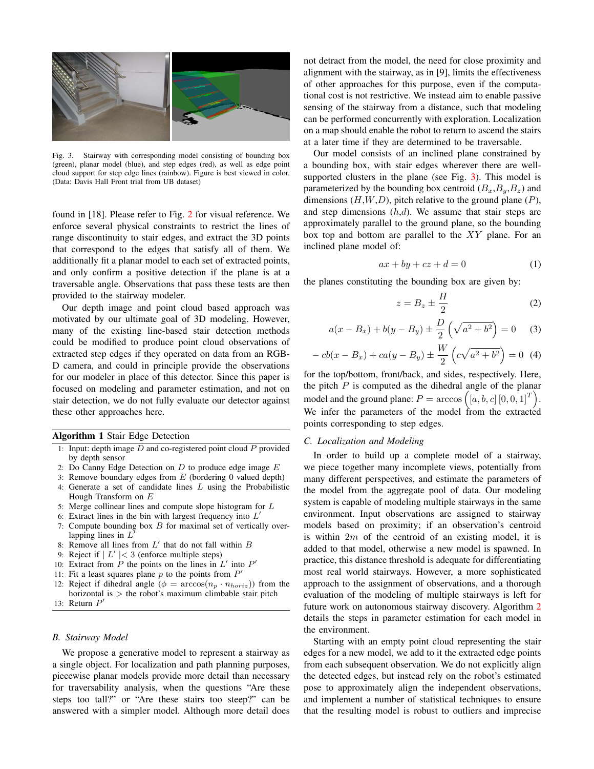Fig. 3. Stairway with corresponding model consisting of bounding box (green), planar model (blue), and step edges (red), as well as edge point cloud support for step edge lines (rainbow). Figure is best viewed in color. (Data: Davis Hall Front trial from UB dataset)

found in [18]. Please refer to Fig. 2 for visual reference. We enforce several physical constraints to restrict the lines of range discontinuity to stair edges, and extract the 3D points that correspond to the edges that satisfy all of them. We additionally fit a planar model to each set of extracted points, and only confirm a positive detection if the plane is at a traversable angle. Observations that pass these tests are then provided to the stairway modeler.

Our depth image and point cloud based approach was motivated by our ultimate goal of 3D modeling. However, many of the existing line-based stair detection methods could be modified to produce point cloud observations of extracted step edges if they operated on data from an RGB-D camera, and could in principle provide the observations for our modeler in place of this detector. Since this paper is focused on modeling and parameter estimation, and not on stair detection, we do not fully evaluate our detector against these other approaches here.

**Algorithm 1** Stair Edge Detection

1: Input: depth image $D$ and co-registered point cloud $P$ provided by depth sensor
2: Do Canny Edge Detection on $D$ to produce edge image $E$
3: Remove boundary edges from $E$ (bordering 0 valued depth)
4: Generate a set of candidate lines $L$ using the Probabilistic Hough Transform on $E$
5: Merge collinear lines and compute slope histogram for $L$
6: Extract lines in the bin with largest frequency into $L'$
7: Compute bounding box $B$ for maximal set of vertically overlapping lines in $L'$
8: Remove all lines from $L'$ that do not fall within $B$
9: Reject if $| L' | < 3$ (enforce multiple steps)
10: Extract from $P$ the points on the lines in $L'$ into $P'$
11: Fit a least squares plane $p$ to the points from $P'$
12: Reject if dihedral angle ($\phi = \arccos(n_p \cdot n_{horiz})$) from the horizontal is $>$ the robot's maximum climbable stair pitch
13: Return $P'$

### B. Stairway Model

We propose a generative model to represent a stairway as a single object. For localization and path planning purposes, piecewise planar models provide more detail than necessary for traversability analysis, when the questions "Are these steps too tall?" or "Are these stairs too steep?" can be answered with a simpler model. Although more detail does not detract from the model, the need for close proximity and alignment with the stairway, as in [9], limits the effectiveness of other approaches for this purpose, even if the computational cost is not restrictive. We instead aim to enable passive sensing of the stairway from a distance, such that modeling can be performed concurrently with exploration. Localization on a map should enable the robot to return to ascend the stairs at a later time if they are determined to be traversable.

Our model consists of an inclined plane constrained by a bounding box, with stair edges wherever there are well-supported clusters in the plane (see Fig. 3). This model is parameterized by the bounding box centroid ($B_x$,$B_y$,$B_z$) and dimensions ($H$,$W$,$D$), pitch relative to the ground plane ($P$), and step dimensions ($h$,$d$). We assume that stair steps are approximately parallel to the ground plane, so the bounding box top and bottom are parallel to the $XY$ plane. For an inclined plane model of:

$$ax + by + cz + d = 0 \tag{1}$$

the planes constituting the bounding box are given by:

$$z = B_z \pm \frac{H}{2} \tag{2}$$

$$a(x - B_x) + b(y - B_y) \pm \frac{D}{2}\left(\sqrt{a^2 + b^2}\right) = 0 \tag{3}$$

$$-cb(x - B_x) + ca(y - B_y) \pm \frac{W}{2}\left(c\sqrt{a^2 + b^2}\right) = 0 \tag{4}$$

for the top/bottom, front/back, and sides, respectively. Here, the pitch $P$ is computed as the dihedral angle of the planar model and the ground plane: $P = \arccos\left([a, b, c]\,[0, 0, 1]^T\right)$. We infer the parameters of the model from the extracted points corresponding to step edges.

### C. Localization and Modeling

In order to build up a complete model of a stairway, we piece together many incomplete views, potentially from many different perspectives, and estimate the parameters of the model from the aggregate pool of data. Our modeling system is capable of modeling multiple stairways in the same environment. Input observations are assigned to stairway models based on proximity; if an observation's centroid is within $2m$ of the centroid of an existing model, it is added to that model, otherwise a new model is spawned. In practice, this distance threshold is adequate for differentiating most real world stairways. However, a more sophisticated approach to the assignment of observations, and a thorough evaluation of the modeling of multiple stairways is left for future work on autonomous stairway discovery. Algorithm 2 details the steps in parameter estimation for each model in the environment.

Starting with an empty point cloud representing the stair edges for a new model, we add to it the extracted edge points from each subsequent observation. We do not explicitly align the detected edges, but instead rely on the robot's estimated pose to approximately align the independent observations, and implement a number of statistical techniques to ensure that the resulting model is robust to outliers and imprecise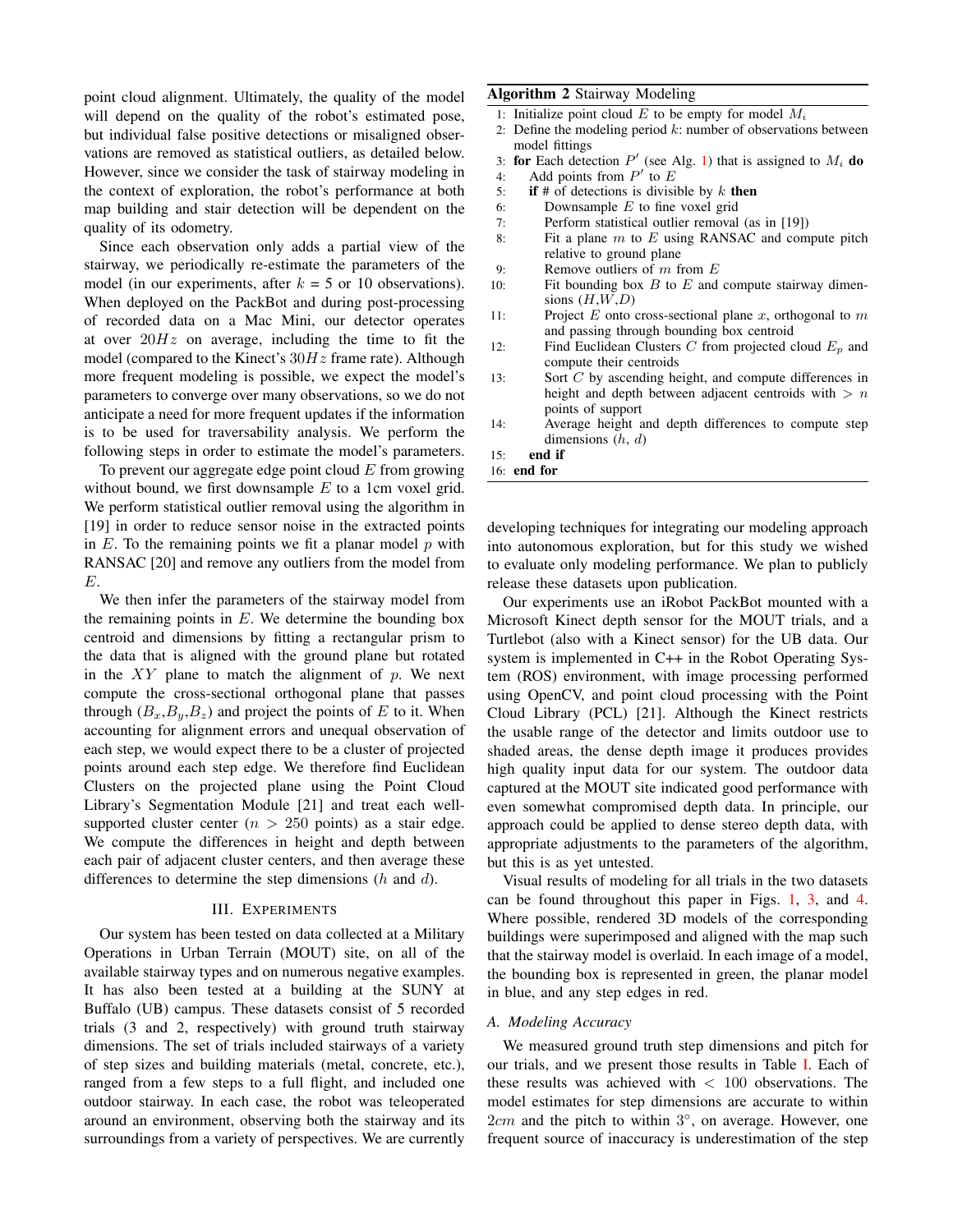point cloud alignment. Ultimately, the quality of the model will depend on the quality of the robot's estimated pose, but individual false positive detections or misaligned observations are removed as statistical outliers, as detailed below. However, since we consider the task of stairway modeling in the context of exploration, the robot's performance at both map building and stair detection will be dependent on the quality of its odometry.

Since each observation only adds a partial view of the stairway, we periodically re-estimate the parameters of the model (in our experiments, after $k$ = 5 or 10 observations). When deployed on the PackBot and during post-processing of recorded data on a Mac Mini, our detector operates at over $20Hz$ on average, including the time to fit the model (compared to the Kinect's $30Hz$ frame rate). Although more frequent modeling is possible, we expect the model's parameters to converge over many observations, so we do not anticipate a need for more frequent updates if the information is to be used for traversability analysis. We perform the following steps in order to estimate the model's parameters.

To prevent our aggregate edge point cloud $E$ from growing without bound, we first downsample $E$ to a 1cm voxel grid. We perform statistical outlier removal using the algorithm in [19] in order to reduce sensor noise in the extracted points in $E$. To the remaining points we fit a planar model $p$ with RANSAC [20] and remove any outliers from the model from $E$.

We then infer the parameters of the stairway model from the remaining points in $E$. We determine the bounding box centroid and dimensions by fitting a rectangular prism to the data that is aligned with the ground plane but rotated in the $XY$ plane to match the alignment of $p$. We next compute the cross-sectional orthogonal plane that passes through ($B_x$,$B_y$,$B_z$) and project the points of $E$ to it. When accounting for alignment errors and unequal observation of each step, we would expect there to be a cluster of projected points around each step edge. We therefore find Euclidean Clusters on the projected plane using the Point Cloud Library's Segmentation Module [21] and treat each well-supported cluster center ($n > 250$ points) as a stair edge. We compute the differences in height and depth between each pair of adjacent cluster centers, and then average these differences to determine the step dimensions ($h$ and $d$).

**Algorithm 2** Stairway Modeling

```
1: Initialize point cloud E to be empty for model M_i
2: Define the modeling period k: number of observations between
   model fittings
3: for Each detection P' (see Alg. 1) that is assigned to M_i do
4:     Add points from P' to E
5:     if # of detections is divisible by k then
6:         Downsample E to fine voxel grid
7:         Perform statistical outlier removal (as in [19])
8:         Fit a plane m to E using RANSAC and compute pitch
           relative to ground plane
9:         Remove outliers of m from E
10:        Fit bounding box B to E and compute stairway dimen-
           sions (H,W,D)
11:        Project E onto cross-sectional plane x, orthogonal to m
           and passing through bounding box centroid
12:        Find Euclidean Clusters C from projected cloud E_p and
           compute their centroids
13:        Sort C by ascending height, and compute differences in
           height and depth between adjacent centroids with > n
           points of support
14:        Average height and depth differences to compute step
           dimensions (h, d)
15:    end if
16: end for
```

## III. Experiments

Our system has been tested on data collected at a Military Operations in Urban Terrain (MOUT) site, on all of the available stairway types and on numerous negative examples. It has also been tested at a building at the SUNY at Buffalo (UB) campus. These datasets consist of 5 recorded trials (3 and 2, respectively) with ground truth stairway dimensions. The set of trials included stairways of a variety of step sizes and building materials (metal, concrete, etc.), ranged from a few steps to a full flight, and included one outdoor stairway. In each case, the robot was teleoperated around an environment, observing both the stairway and its surroundings from a variety of perspectives. We are currently developing techniques for integrating our modeling approach into autonomous exploration, but for this study we wished to evaluate only modeling performance. We plan to publicly release these datasets upon publication.

Our experiments use an iRobot PackBot mounted with a Microsoft Kinect depth sensor for the MOUT trials, and a Turtlebot (also with a Kinect sensor) for the UB data. Our system is implemented in C++ in the Robot Operating System (ROS) environment, with image processing performed using OpenCV, and point cloud processing with the Point Cloud Library (PCL) [21]. Although the Kinect restricts the usable range of the detector and limits outdoor use to shaded areas, the dense depth image it produces provides high quality input data for our system. The outdoor data captured at the MOUT site indicated good performance with even somewhat compromised depth data. In principle, our approach could be applied to dense stereo depth data, with appropriate adjustments to the parameters of the algorithm, but this is as yet untested.

Visual results of modeling for all trials in the two datasets can be found throughout this paper in Figs. 1, 3, and 4. Where possible, rendered 3D models of the corresponding buildings were superimposed and aligned with the map such that the stairway model is overlaid. In each image of a model, the bounding box is represented in green, the planar model in blue, and any step edges in red.

### A. Modeling Accuracy

We measured ground truth step dimensions and pitch for our trials, and we present those results in Table I. Each of these results was achieved with $< 100$ observations. The model estimates for step dimensions are accurate to within $2cm$ and the pitch to within $3^\circ$, on average. However, one frequent source of inaccuracy is underestimation of the step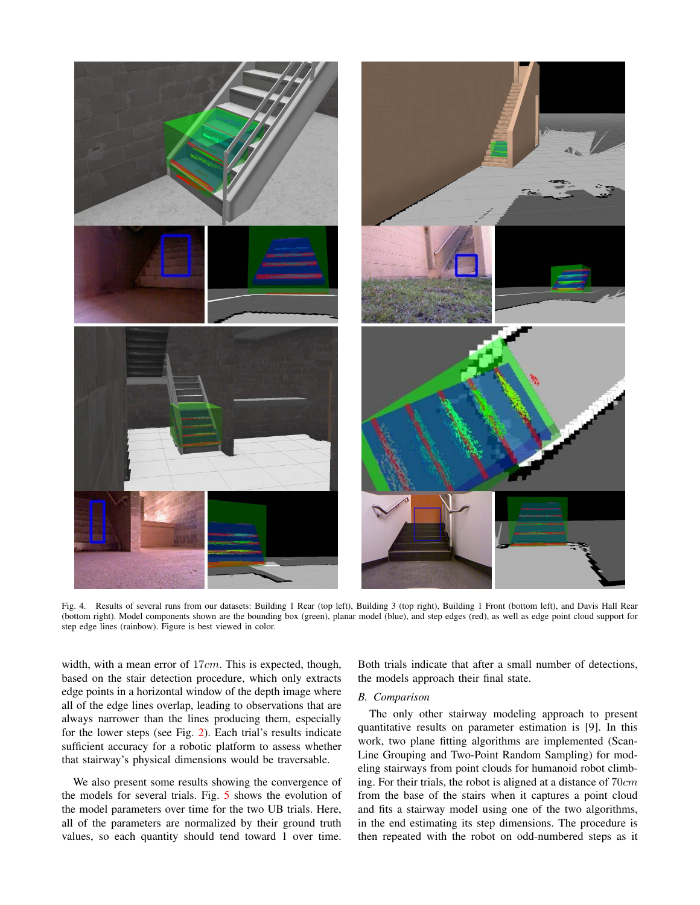Fig. 4. Results of several runs from our datasets: Building 1 Rear (top left), Building 3 (top right), Building 1 Front (bottom left), and Davis Hall Rear (bottom right). Model components shown are the bounding box (green), planar model (blue), and step edges (red), as well as edge point cloud support for step edge lines (rainbow). Figure is best viewed in color.

width, with a mean error of $17cm$. This is expected, though, based on the stair detection procedure, which only extracts edge points in a horizontal window of the depth image where all of the edge lines overlap, leading to observations that are always narrower than the lines producing them, especially for the lower steps (see Fig. 2). Each trial's results indicate sufficient accuracy for a robotic platform to assess whether that stairway's physical dimensions would be traversable.

We also present some results showing the convergence of the models for several trials. Fig. 5 shows the evolution of the model parameters over time for the two UB trials. Here, all of the parameters are normalized by their ground truth values, so each quantity should tend toward 1 over time. Both trials indicate that after a small number of detections, the models approach their final state.

### B. Comparison

The only other stairway modeling approach to present quantitative results on parameter estimation is [9]. In this work, two plane fitting algorithms are implemented (Scan-Line Grouping and Two-Point Random Sampling) for modeling stairways from point clouds for humanoid robot climbing. For their trials, the robot is aligned at a distance of $70cm$ from the base of the stairs when it captures a point cloud and fits a stairway model using one of the two algorithms, in the end estimating its step dimensions. The procedure is then repeated with the robot on odd-numbered steps as it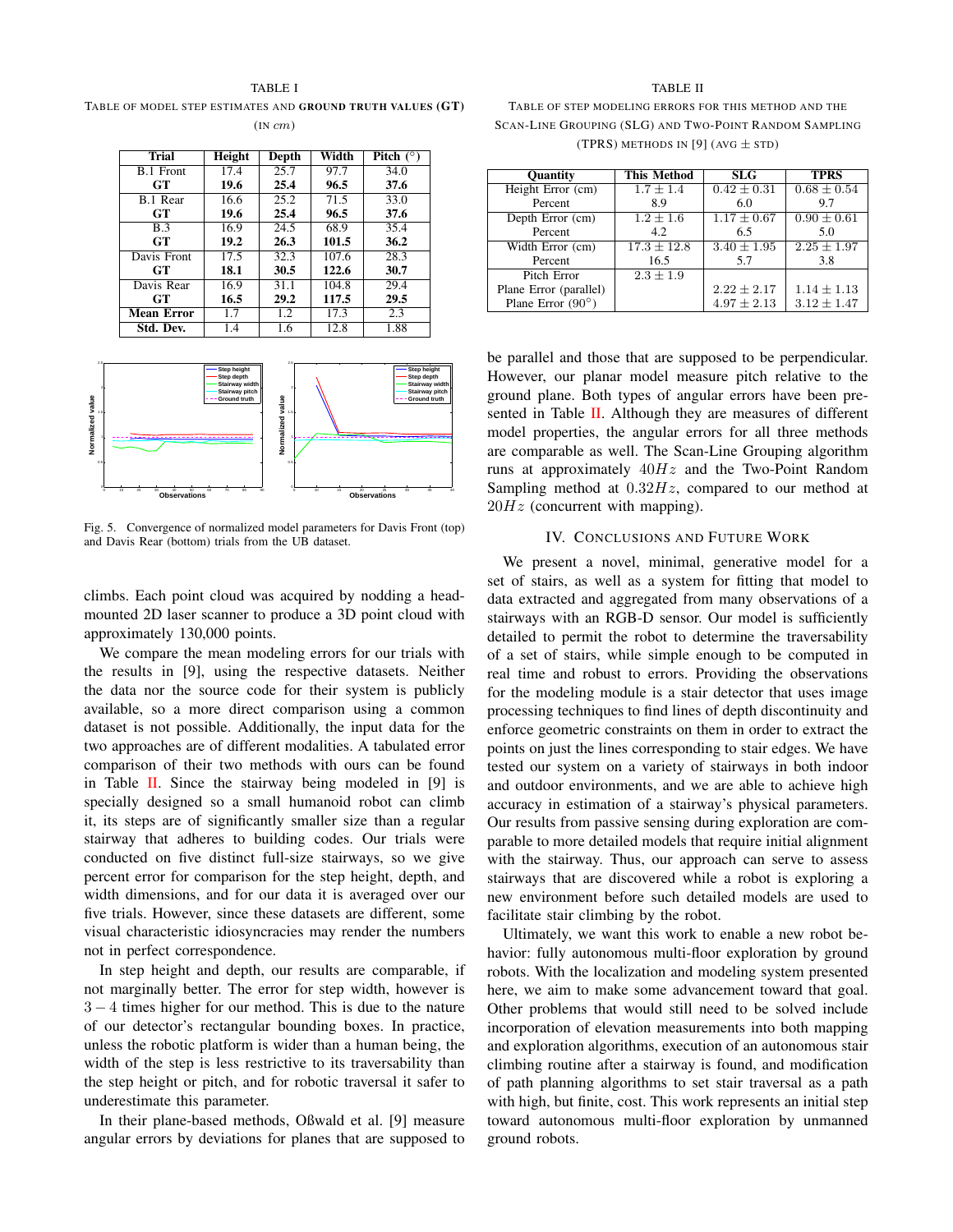TABLE I

TABLE OF MODEL STEP ESTIMATES AND **GROUND TRUTH VALUES (GT)** (IN $cm$)

| Trial | Height | Depth | Width | Pitch ($^\circ$) |
|---|---|---|---|---|
| B.1 Front | 17.4 | 25.7 | 97.7 | 34.0 |
| **GT** | **19.6** | **25.4** | **96.5** | **37.6** |
| B.1 Rear | 16.6 | 25.2 | 71.5 | 33.0 |
| **GT** | **19.6** | **25.4** | **96.5** | **37.6** |
| B.3 | 16.9 | 24.5 | 68.9 | 35.4 |
| **GT** | **19.2** | **26.3** | **101.5** | **36.2** |
| Davis Front | 17.5 | 32.3 | 107.6 | 28.3 |
| **GT** | **18.1** | **30.5** | **122.6** | **30.7** |
| Davis Rear | 16.9 | 31.1 | 104.8 | 29.4 |
| **GT** | **16.5** | **29.2** | **117.5** | **29.5** |
| **Mean Error** | 1.7 | 1.2 | 17.3 | 2.3 |
| **Std. Dev.** | 1.4 | 1.6 | 12.8 | 1.88 |

Fig. 5. Convergence of normalized model parameters for Davis Front (top) and Davis Rear (bottom) trials from the UB dataset.

climbs. Each point cloud was acquired by nodding a head-mounted 2D laser scanner to produce a 3D point cloud with approximately 130,000 points.

We compare the mean modeling errors for our trials with the results in [9], using the respective datasets. Neither the data nor the source code for their system is publicly available, so a more direct comparison using a common dataset is not possible. Additionally, the input data for the two approaches are of different modalities. A tabulated error comparison of their two methods with ours can be found in Table II. Since the stairway being modeled in [9] is specially designed so a small humanoid robot can climb it, its steps are of significantly smaller size than a regular stairway that adheres to building codes. Our trials were conducted on five distinct full-size stairways, so we give percent error for comparison for the step height, depth, and width dimensions, and for our data it is averaged over our five trials. However, since these datasets are different, some visual characteristic idiosyncracies may render the numbers not in perfect correspondence.

In step height and depth, our results are comparable, if not marginally better. The error for step width, however is $3-4$ times higher for our method. This is due to the nature of our detector's rectangular bounding boxes. In practice, unless the robotic platform is wider than a human being, the width of the step is less restrictive to its traversability than the step height or pitch, and for robotic traversal it safer to underestimate this parameter.

In their plane-based methods, Oßwald et al. [9] measure angular errors by deviations for planes that are supposed to be parallel and those that are supposed to be perpendicular. However, our planar model measure pitch relative to the ground plane. Both types of angular errors have been presented in Table II. Although they are measures of different model properties, the angular errors for all three methods are comparable as well. The Scan-Line Grouping algorithm runs at approximately $40Hz$ and the Two-Point Random Sampling method at $0.32Hz$, compared to our method at $20Hz$ (concurrent with mapping).

TABLE II

TABLE OF STEP MODELING ERRORS FOR THIS METHOD AND THE SCAN-LINE GROUPING (SLG) AND TWO-POINT RANDOM SAMPLING (TPRS) METHODS IN [9] (AVG $\pm$ STD)

| Quantity | This Method | SLG | TPRS |
|---|---|---|---|
| Height Error (cm) | $1.7 \pm 1.4$ | $0.42 \pm 0.31$ | $0.68 \pm 0.54$ |
| Percent | 8.9 | 6.0 | 9.7 |
| Depth Error (cm) | $1.2 \pm 1.6$ | $1.17 \pm 0.67$ | $0.90 \pm 0.61$ |
| Percent | 4.2 | 6.5 | 5.0 |
| Width Error (cm) | $17.3 \pm 12.8$ | $3.40 \pm 1.95$ | $2.25 \pm 1.97$ |
| Percent | 16.5 | 5.7 | 3.8 |
| Pitch Error | $2.3 \pm 1.9$ | | |
| Plane Error (parallel) | | $2.22 \pm 2.17$ | $1.14 \pm 1.13$ |
| Plane Error ($90^\circ$) | | $4.97 \pm 2.13$ | $3.12 \pm 1.47$ |

## IV. CONCLUSIONS AND FUTURE WORK

We present a novel, minimal, generative model for a set of stairs, as well as a system for fitting that model to data extracted and aggregated from many observations of a stairways with an RGB-D sensor. Our model is sufficiently detailed to permit the robot to determine the traversability of a set of stairs, while simple enough to be computed in real time and robust to errors. Providing the observations for the modeling module is a stair detector that uses image processing techniques to find lines of depth discontinuity and enforce geometric constraints on them in order to extract the points on just the lines corresponding to stair edges. We have tested our system on a variety of stairways in both indoor and outdoor environments, and we are able to achieve high accuracy in estimation of a stairway's physical parameters. Our results from passive sensing during exploration are comparable to more detailed models that require initial alignment with the stairway. Thus, our approach can serve to assess stairways that are discovered while a robot is exploring a new environment before such detailed models are used to facilitate stair climbing by the robot.

Ultimately, we want this work to enable a new robot behavior: fully autonomous multi-floor exploration by ground robots. With the localization and modeling system presented here, we aim to make some advancement toward that goal. Other problems that would still need to be solved include incorporation of elevation measurements into both mapping and exploration algorithms, execution of an autonomous stair climbing routine after a stairway is found, and modification of path planning algorithms to set stair traversal as a path with high, but finite, cost. This work represents an initial step toward autonomous multi-floor exploration by unmanned ground robots.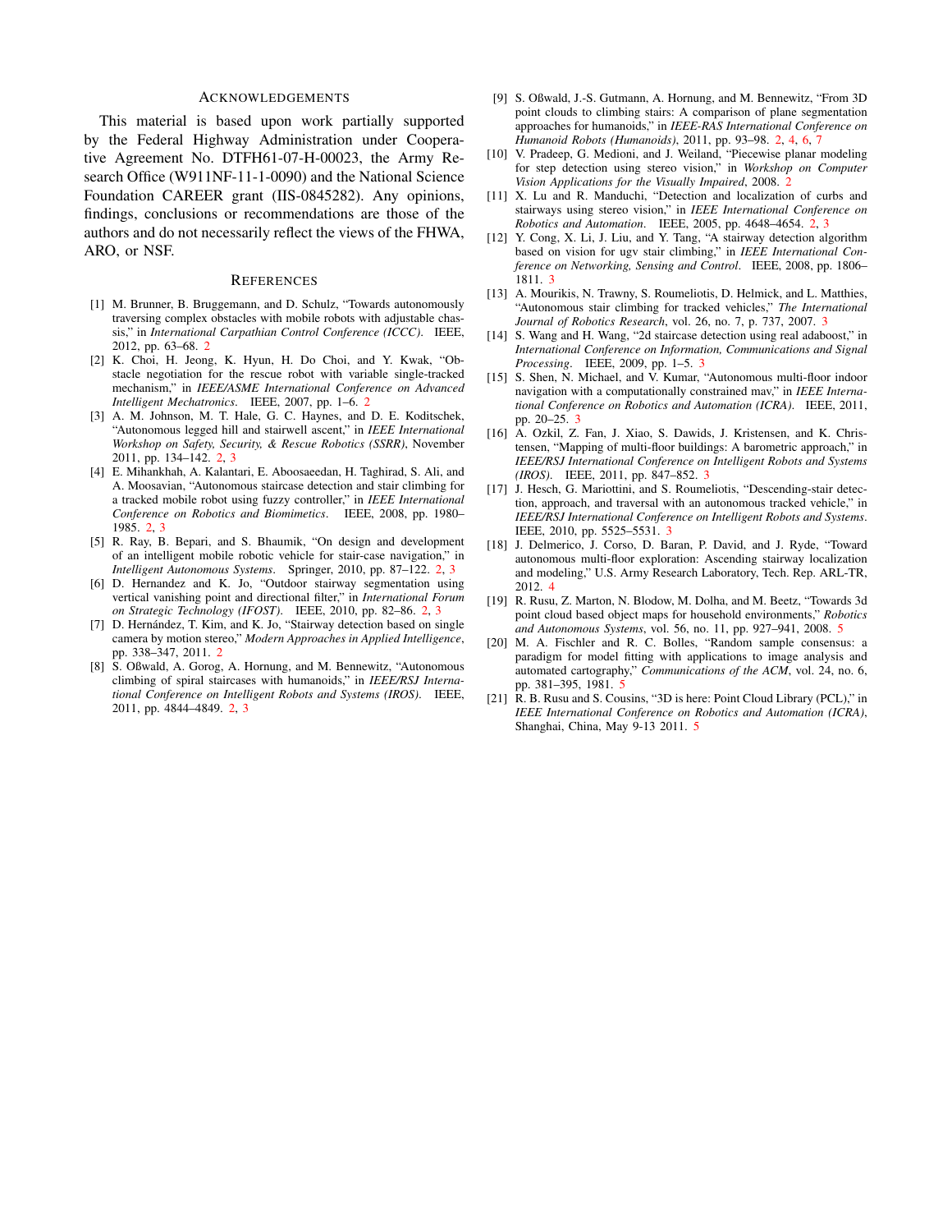## Acknowledgements

This material is based upon work partially supported by the Federal Highway Administration under Cooperative Agreement No. DTFH61-07-H-00023, the Army Research Office (W911NF-11-1-0090) and the National Science Foundation CAREER grant (IIS-0845282). Any opinions, findings, conclusions or recommendations are those of the authors and do not necessarily reflect the views of the FHWA, ARO, or NSF.

## References

[1] M. Brunner, B. Bruggemann, and D. Schulz, "Towards autonomously traversing complex obstacles with mobile robots with adjustable chassis," in *International Carpathian Control Conference (ICCC)*. IEEE, 2012, pp. 63–68. 2

[2] K. Choi, H. Jeong, K. Hyun, H. Do Choi, and Y. Kwak, "Obstacle negotiation for the rescue robot with variable single-tracked mechanism," in *IEEE/ASME International Conference on Advanced Intelligent Mechatronics*. IEEE, 2007, pp. 1–6. 2

[3] A. M. Johnson, M. T. Hale, G. C. Haynes, and D. E. Koditschek, "Autonomous legged hill and stairwell ascent," in *IEEE International Workshop on Safety, Security, & Rescue Robotics (SSRR)*, November 2011, pp. 134–142. 2, 3

[4] E. Mihankhah, A. Kalantari, E. Aboosaeedan, H. Taghirad, S. Ali, and A. Moosavian, "Autonomous staircase detection and stair climbing for a tracked mobile robot using fuzzy controller," in *IEEE International Conference on Robotics and Biomimetics*. IEEE, 2008, pp. 1980–1985. 2, 3

[5] R. Ray, B. Bepari, and S. Bhaumik, "On design and development of an intelligent mobile robotic vehicle for stair-case navigation," in *Intelligent Autonomous Systems*. Springer, 2010, pp. 87–122. 2, 3

[6] D. Hernandez and K. Jo, "Outdoor stairway segmentation using vertical vanishing point and directional filter," in *International Forum on Strategic Technology (IFOST)*. IEEE, 2010, pp. 82–86. 2, 3

[7] D. Hernández, T. Kim, and K. Jo, "Stairway detection based on single camera by motion stereo," *Modern Approaches in Applied Intelligence*, pp. 338–347, 2011. 2

[8] S. Oßwald, A. Gorog, A. Hornung, and M. Bennewitz, "Autonomous climbing of spiral staircases with humanoids," in *IEEE/RSJ International Conference on Intelligent Robots and Systems (IROS)*. IEEE, 2011, pp. 4844–4849. 2, 3

[9] S. Oßwald, J.-S. Gutmann, A. Hornung, and M. Bennewitz, "From 3D point clouds to climbing stairs: A comparison of plane segmentation approaches for humanoids," in *IEEE-RAS International Conference on Humanoid Robots (Humanoids)*, 2011, pp. 93–98. 2, 4, 6, 7

[10] V. Pradeep, G. Medioni, and J. Weiland, "Piecewise planar modeling for step detection using stereo vision," in *Workshop on Computer Vision Applications for the Visually Impaired*, 2008. 2

[11] X. Lu and R. Manduchi, "Detection and localization of curbs and stairways using stereo vision," in *IEEE International Conference on Robotics and Automation*. IEEE, 2005, pp. 4648–4654. 2, 3

[12] Y. Cong, X. Li, J. Liu, and Y. Tang, "A stairway detection algorithm based on vision for ugv stair climbing," in *IEEE International Conference on Networking, Sensing and Control*. IEEE, 2008, pp. 1806–1811. 3

[13] A. Mourikis, N. Trawny, S. Roumeliotis, D. Helmick, and L. Matthies, "Autonomous stair climbing for tracked vehicles," *The International Journal of Robotics Research*, vol. 26, no. 7, p. 737, 2007. 3

[14] S. Wang and H. Wang, "2d staircase detection using real adaboost," in *International Conference on Information, Communications and Signal Processing*. IEEE, 2009, pp. 1–5. 3

[15] S. Shen, N. Michael, and V. Kumar, "Autonomous multi-floor indoor navigation with a computationally constrained mav," in *IEEE International Conference on Robotics and Automation (ICRA)*. IEEE, 2011, pp. 20–25. 3

[16] A. Ozkil, Z. Fan, J. Xiao, S. Dawids, J. Kristensen, and K. Christensen, "Mapping of multi-floor buildings: A barometric approach," in *IEEE/RSJ International Conference on Intelligent Robots and Systems (IROS)*. IEEE, 2011, pp. 847–852. 3

[17] J. Hesch, G. Mariottini, and S. Roumeliotis, "Descending-stair detection, approach, and traversal with an autonomous tracked vehicle," in *IEEE/RSJ International Conference on Intelligent Robots and Systems*. IEEE, 2010, pp. 5525–5531. 3

[18] J. Delmerico, J. Corso, D. Baran, P. David, and J. Ryde, "Toward autonomous multi-floor exploration: Ascending stairway localization and modeling," U.S. Army Research Laboratory, Tech. Rep. ARL-TR, 2012. 4

[19] R. Rusu, Z. Marton, N. Blodow, M. Dolha, and M. Beetz, "Towards 3d point cloud based object maps for household environments," *Robotics and Autonomous Systems*, vol. 56, no. 11, pp. 927–941, 2008. 5

[20] M. A. Fischler and R. C. Bolles, "Random sample consensus: a paradigm for model fitting with applications to image analysis and automated cartography," *Communications of the ACM*, vol. 24, no. 6, pp. 381–395, 1981. 5

[21] R. B. Rusu and S. Cousins, "3D is here: Point Cloud Library (PCL)," in *IEEE International Conference on Robotics and Automation (ICRA)*, Shanghai, China, May 9-13 2011. 5